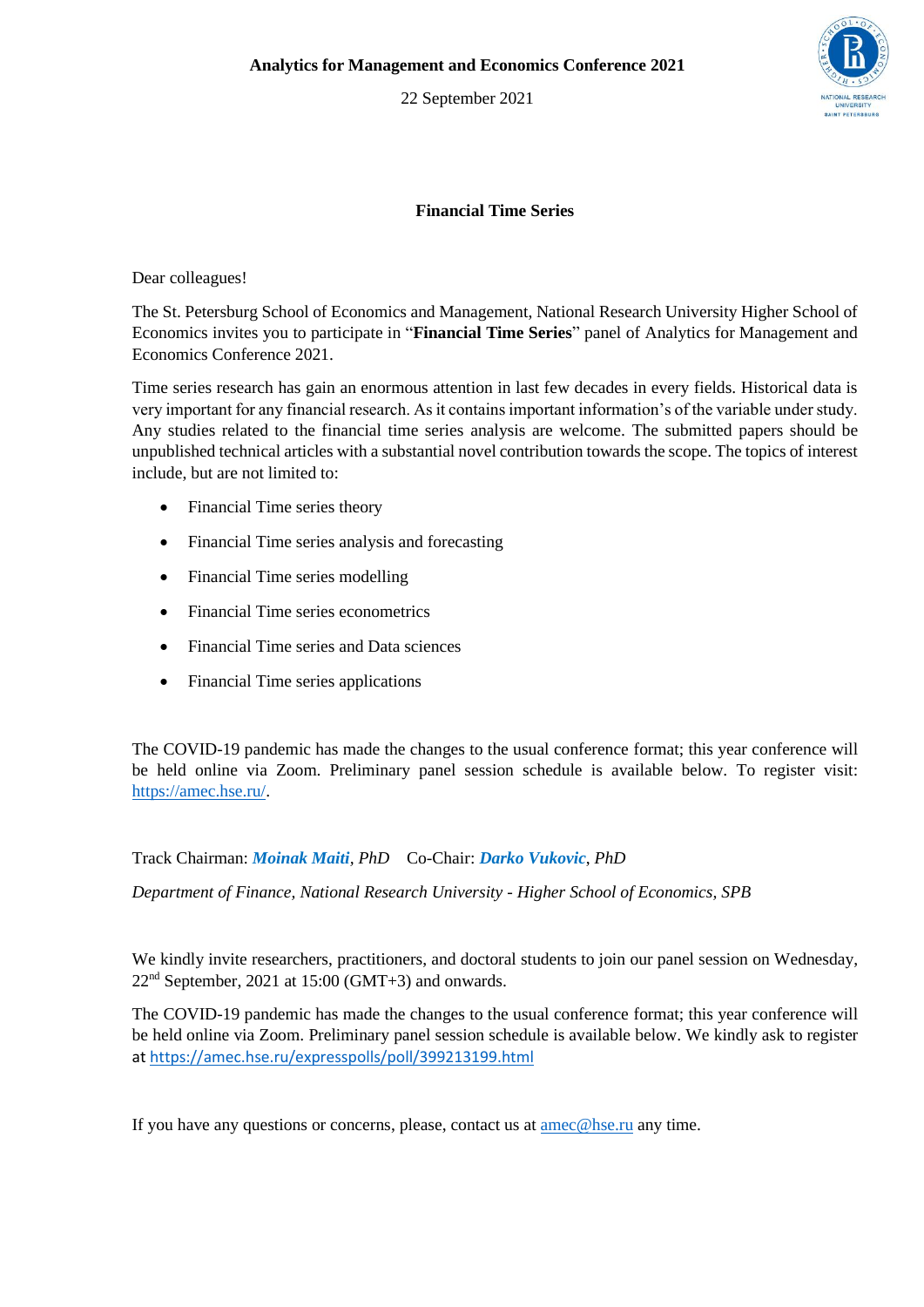**Analytics for Management and Economics Conference 2021**

22 September 2021

## Financial Time Series

Dear colleagues!

The St. Petersburg School of Economics and Management, National Research University Higher School of Economics invites you to participate in "**Financial Time Series**" panel of Analytics for Management and Economics Conference 2021.

Time series research has gain an enormous attention in last few decades in every fields. Historical data is very important for any financial research. As it contains important information's of the variable under study. Any studies related to the financial time series analysis are welcome. The submitted papers should be unpublished technical articles with a substantial novel contribution towards the scope. The topics of interest include, but are not limited to:

- Financial Time series theory
- Financial Time series analysis and forecasting
- Financial Time series modelling
- Financial Time series econometrics
- Financial Time series and Data sciences
- Financial Time series applications

The COVID-19 pandemic has made the changes to the usual conference format; this year conference will be held online via Zoom. Preliminary panel session schedule is available below. To register visit: https://amec.hse.ru/.

Track Chairman: ***Moinak Maiti***, *PhD* Co-Chair: ***Darko Vukovic***, *PhD*

*Department of Finance, National Research University - Higher School of Economics, SPB*

We kindly invite researchers, practitioners, and doctoral students to join our panel session on Wednesday, 22nd September, 2021 at 15:00 (GMT+3) and onwards.

The COVID-19 pandemic has made the changes to the usual conference format; this year conference will be held online via Zoom. Preliminary panel session schedule is available below. We kindly ask to register at https://amec.hse.ru/expresspolls/poll/399213199.html

If you have any questions or concerns, please, contact us at amec@hse.ru any time.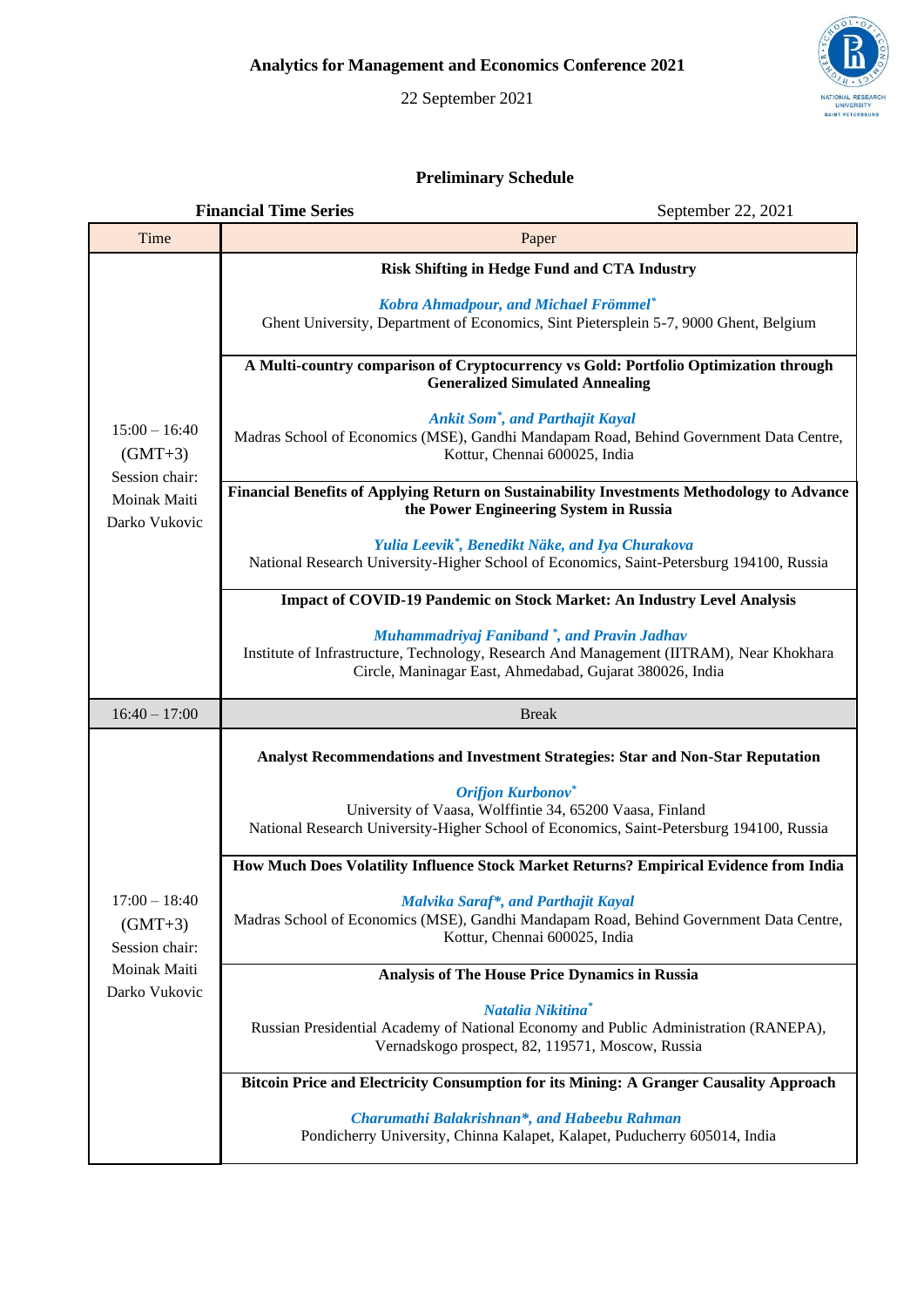**Analytics for Management and Economics Conference 2021**

22 September 2021

## Preliminary Schedule

**Financial Time Series** September 22, 2021

| Time | Paper |
|---|---|
| 15:00 – 16:40 (GMT+3) Session chair: Moinak Maiti Darko Vukovic | **Risk Shifting in Hedge Fund and CTA Industry**<br>*Kobra Ahmadpour, and Michael Frömmel[*]*<br>Ghent University, Department of Economics, Sint Pietersplein 5-7, 9000 Ghent, Belgium |
| | **A Multi-country comparison of Cryptocurrency vs Gold: Portfolio Optimization through Generalized Simulated Annealing**<br>*Ankit Som[*], and Parthajit Kayal*<br>Madras School of Economics (MSE), Gandhi Mandapam Road, Behind Government Data Centre, Kottur, Chennai 600025, India |
| | **Financial Benefits of Applying Return on Sustainability Investments Methodology to Advance the Power Engineering System in Russia**<br>*Yulia Leevik[*], Benedikt Näke, and Iya Churakova*<br>National Research University-Higher School of Economics, Saint-Petersburg 194100, Russia |
| | **Impact of COVID-19 Pandemic on Stock Market: An Industry Level Analysis**<br>*Muhammadriyaj Faniband [*], and Pravin Jadhav*<br>Institute of Infrastructure, Technology, Research And Management (IITRAM), Near Khokhara Circle, Maninagar East, Ahmedabad, Gujarat 380026, India |
| 16:40 – 17:00 | Break |
| 17:00 – 18:40 (GMT+3) Session chair: Moinak Maiti Darko Vukovic | **Analyst Recommendations and Investment Strategies: Star and Non-Star Reputation**<br>*Orifjon Kurbonov[*]*<br>University of Vaasa, Wolffintie 34, 65200 Vaasa, Finland<br>National Research University-Higher School of Economics, Saint-Petersburg 194100, Russia |
| | **How Much Does Volatility Influence Stock Market Returns? Empirical Evidence from India**<br>*Malvika Saraf*, and Parthajit Kayal*<br>Madras School of Economics (MSE), Gandhi Mandapam Road, Behind Government Data Centre, Kottur, Chennai 600025, India |
| | **Analysis of The House Price Dynamics in Russia**<br>*Natalia Nikitina[*]*<br>Russian Presidential Academy of National Economy and Public Administration (RANEPA), Vernadskogo prospect, 82, 119571, Moscow, Russia |
| | **Bitcoin Price and Electricity Consumption for its Mining: A Granger Causality Approach**<br>*Charumathi Balakrishnan*, and Habeebu Rahman*<br>Pondicherry University, Chinna Kalapet, Kalapet, Puducherry 605014, India |